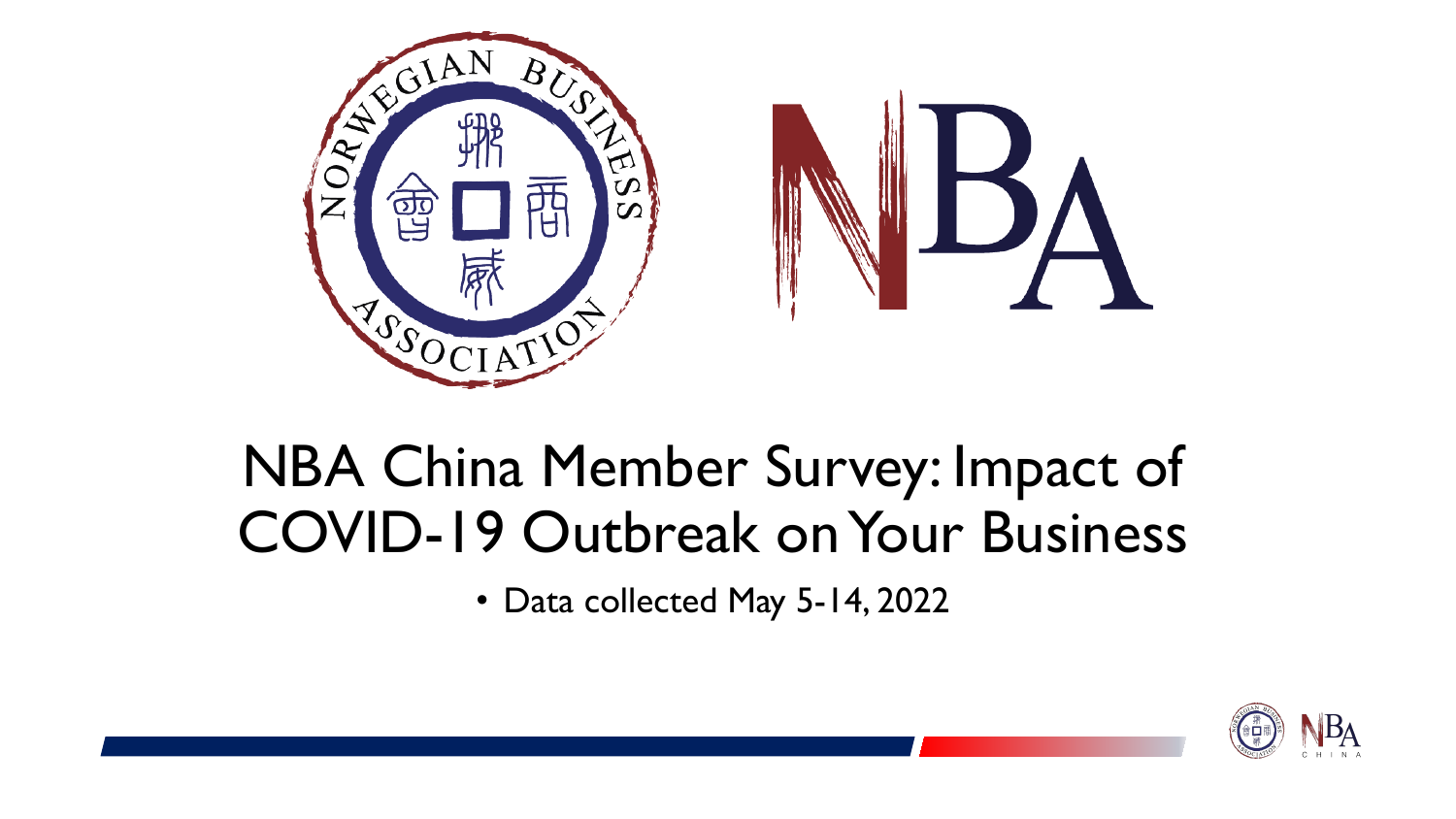# NBA China Member Survey: Impact of COVID-19 Outbreak on Your Business

- Data collected May 5-14, 2022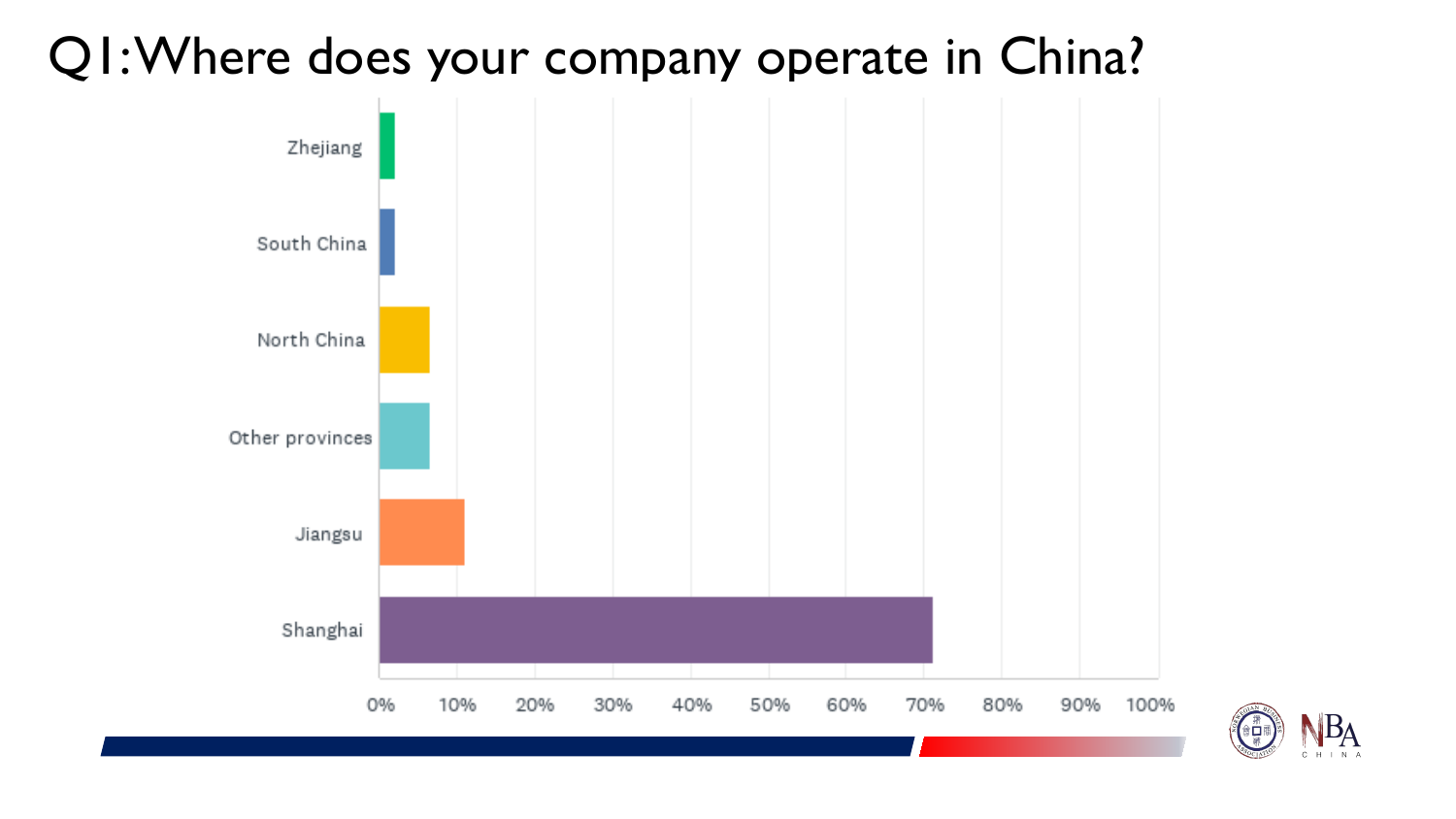# Q1: Where does your company operate in China?

| Location | Percentage (approx.) |
|---|---|
| Zhejiang | ~2% |
| South China | ~2% |
| North China | ~6.5% |
| Other provinces | ~6.5% |
| Jiangsu | ~11% |
| Shanghai | ~71% |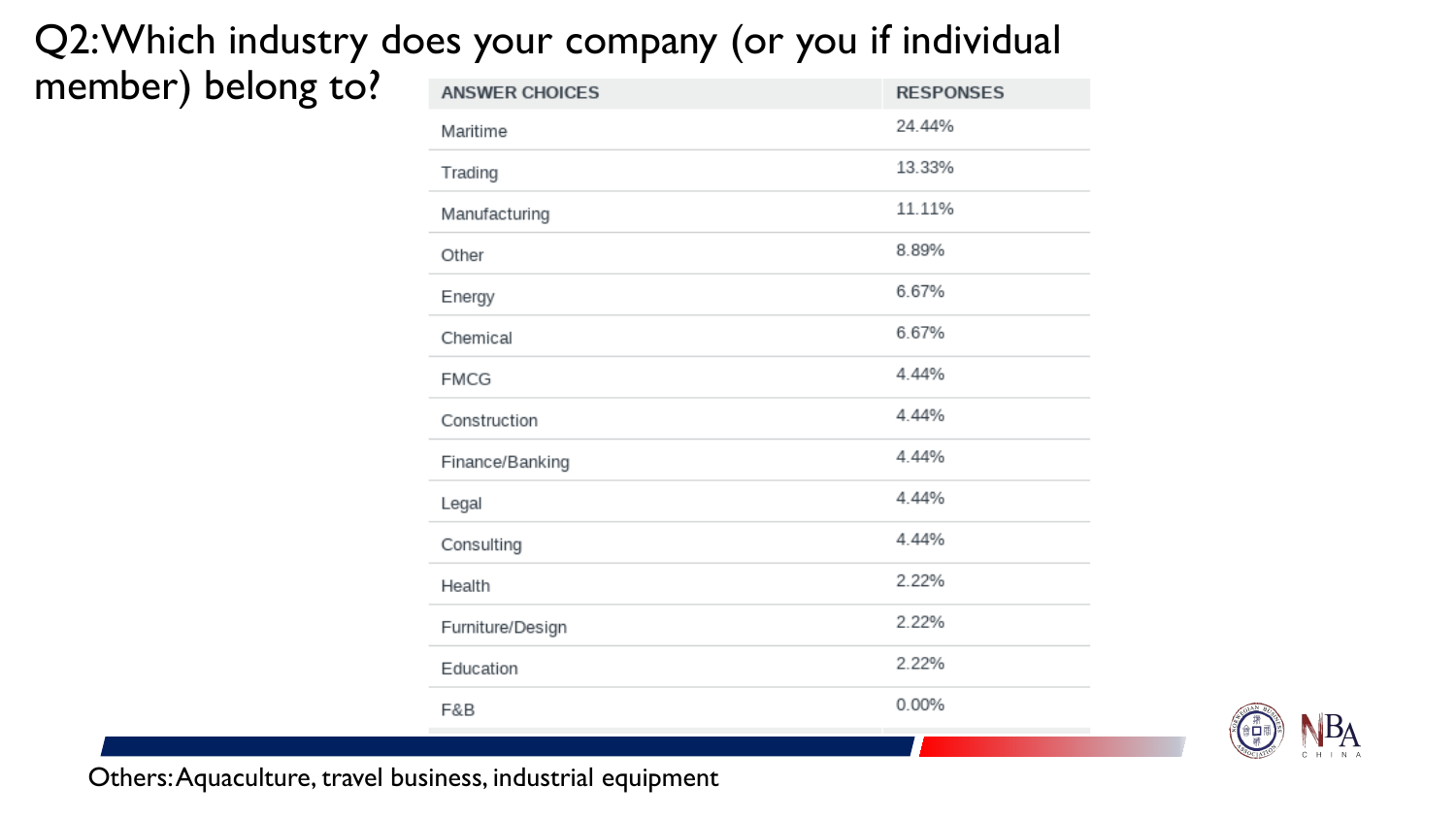# Q2: Which industry does your company (or you if individual member) belong to?

| ANSWER CHOICES | RESPONSES |
| --- | --- |
| Maritime | 24.44% |
| Trading | 13.33% |
| Manufacturing | 11.11% |
| Other | 8.89% |
| Energy | 6.67% |
| Chemical | 6.67% |
| FMCG | 4.44% |
| Construction | 4.44% |
| Finance/Banking | 4.44% |
| Legal | 4.44% |
| Consulting | 4.44% |
| Health | 2.22% |
| Furniture/Design | 2.22% |
| Education | 2.22% |
| F&B | 0.00% |

Others: Aquaculture, travel business, industrial equipment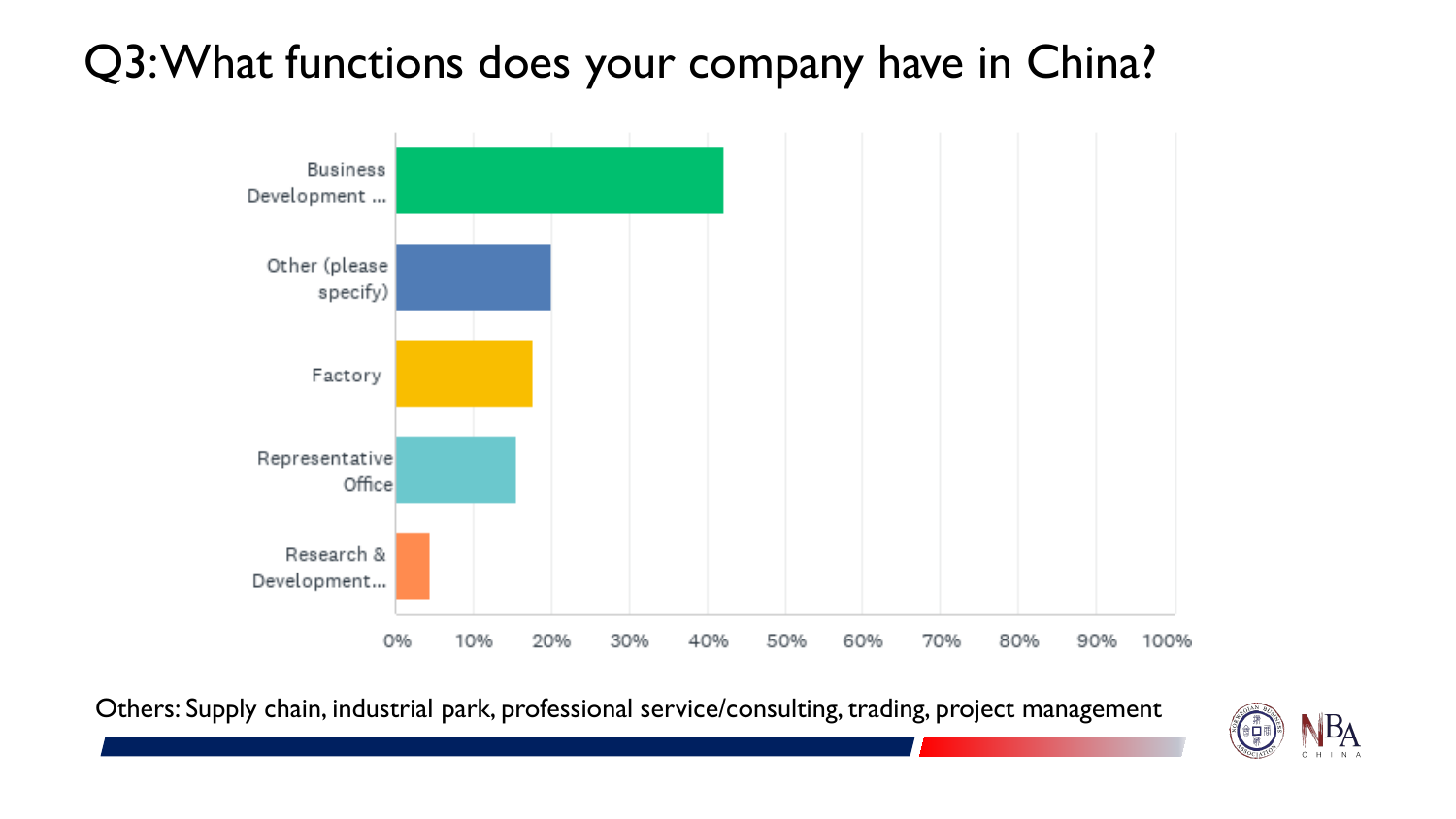# Q3: What functions does your company have in China?

| Function | Share |
| --- | --- |
| Business Development ... | ~42% |
| Other (please specify) | ~20% |
| Factory | ~17.5% |
| Representative Office | ~15.5% |
| Research & Development... | ~4.5% |

Others: Supply chain, industrial park, professional service/consulting, trading, project management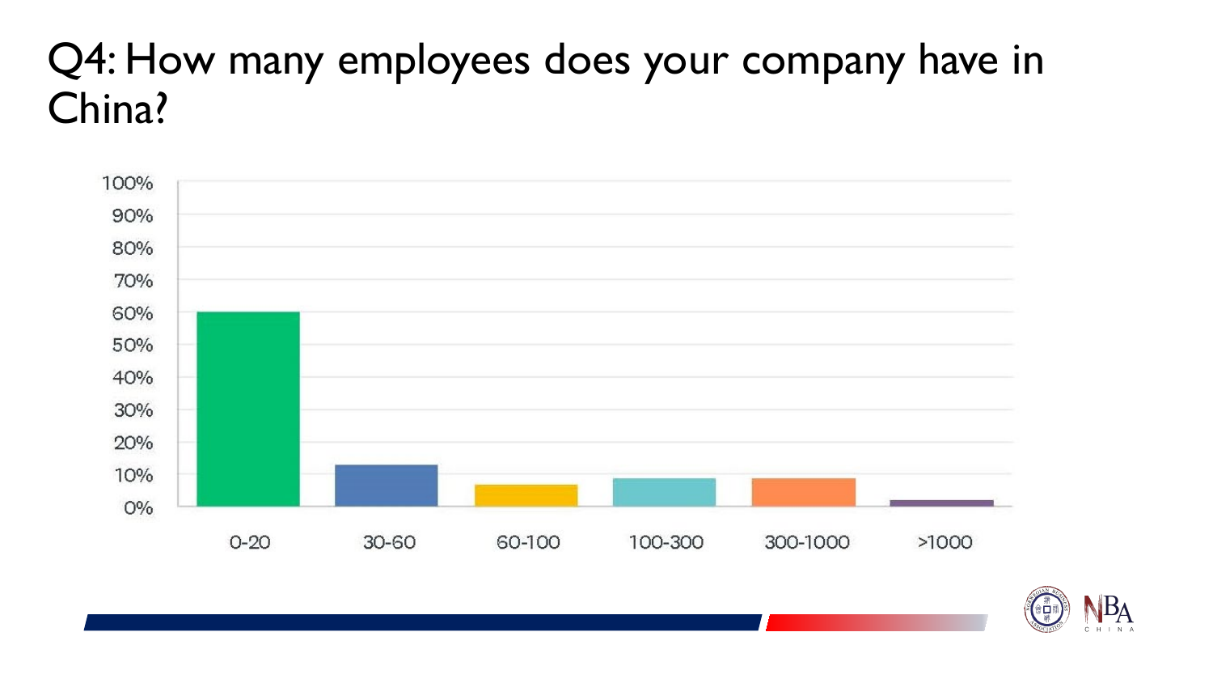# Q4: How many employees does your company have in China?

| Employees | Share |
| --- | --- |
| 0-20 | ~60% |
| 30-60 | ~13% |
| 60-100 | ~7% |
| 100-300 | ~9% |
| 300-1000 | ~9% |
| >1000 | ~2% |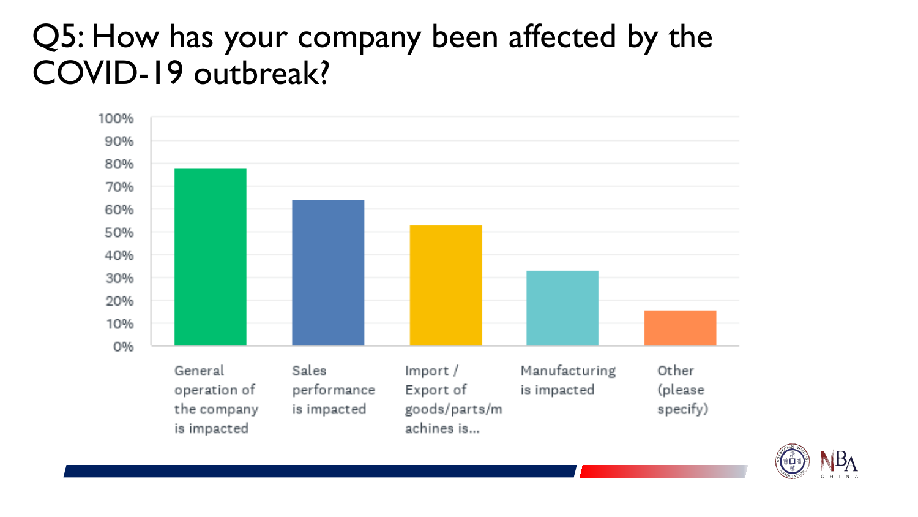# Q5: How has your company been affected by the COVID-19 outbreak?

| Response | Percentage (approx.) |
|---|---|
| General operation of the company is impacted | ~78% |
| Sales performance is impacted | ~64% |
| Import / Export of goods/parts/machines is... | ~53% |
| Manufacturing is impacted | ~33% |
| Other (please specify) | ~16% |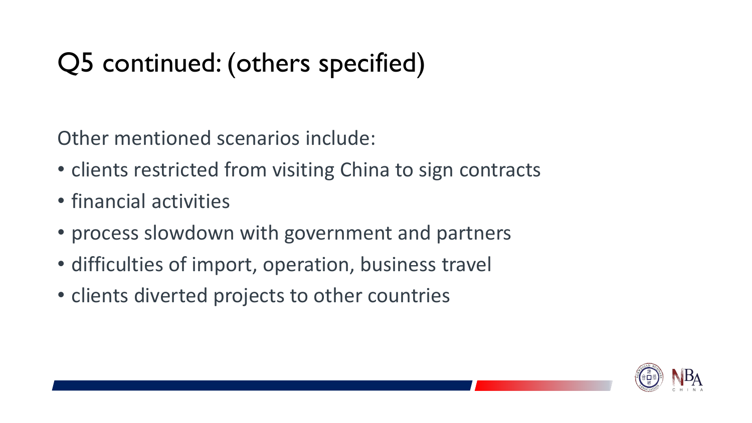# Q5 continued: (others specified)

Other mentioned scenarios include:

- clients restricted from visiting China to sign contracts
- financial activities
- process slowdown with government and partners
- difficulties of import, operation, business travel
- clients diverted projects to other countries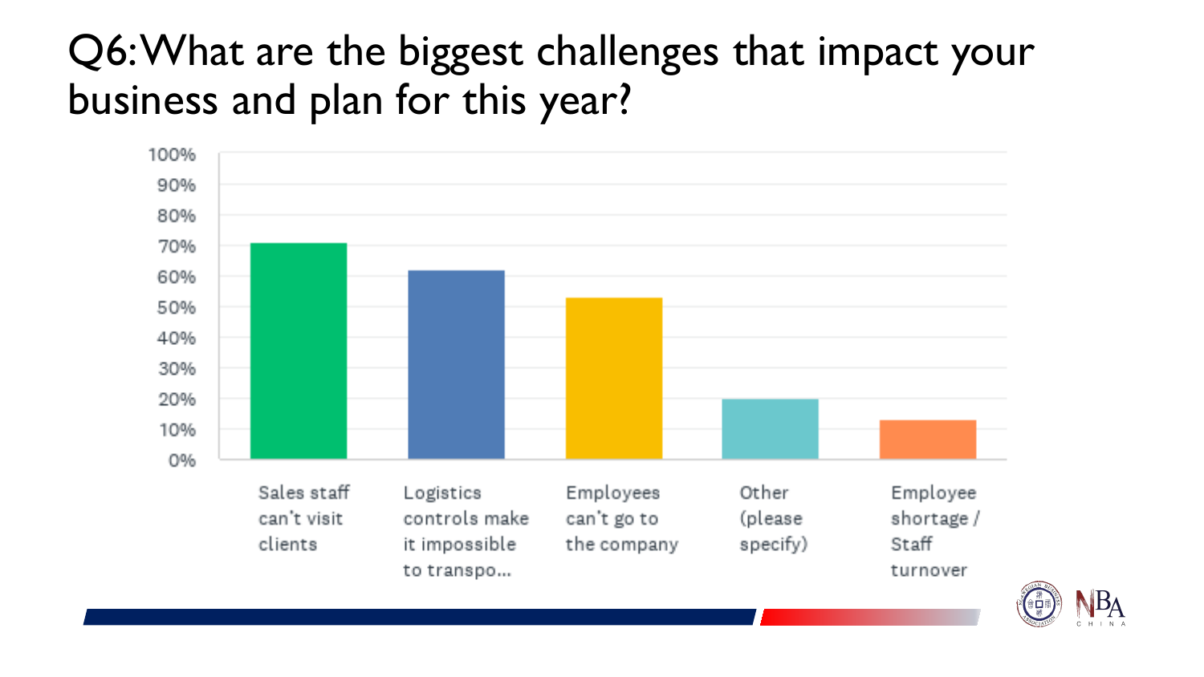# Q6: What are the biggest challenges that impact your business and plan for this year?

100%
90%
80%
70%
60%
50%
40%
30%
20%
10%
0%

Sales staff can't visit clients

Logistics controls make it impossible to transpo...

Employees can't go to the company

Other (please specify)

Employee shortage / Staff turnover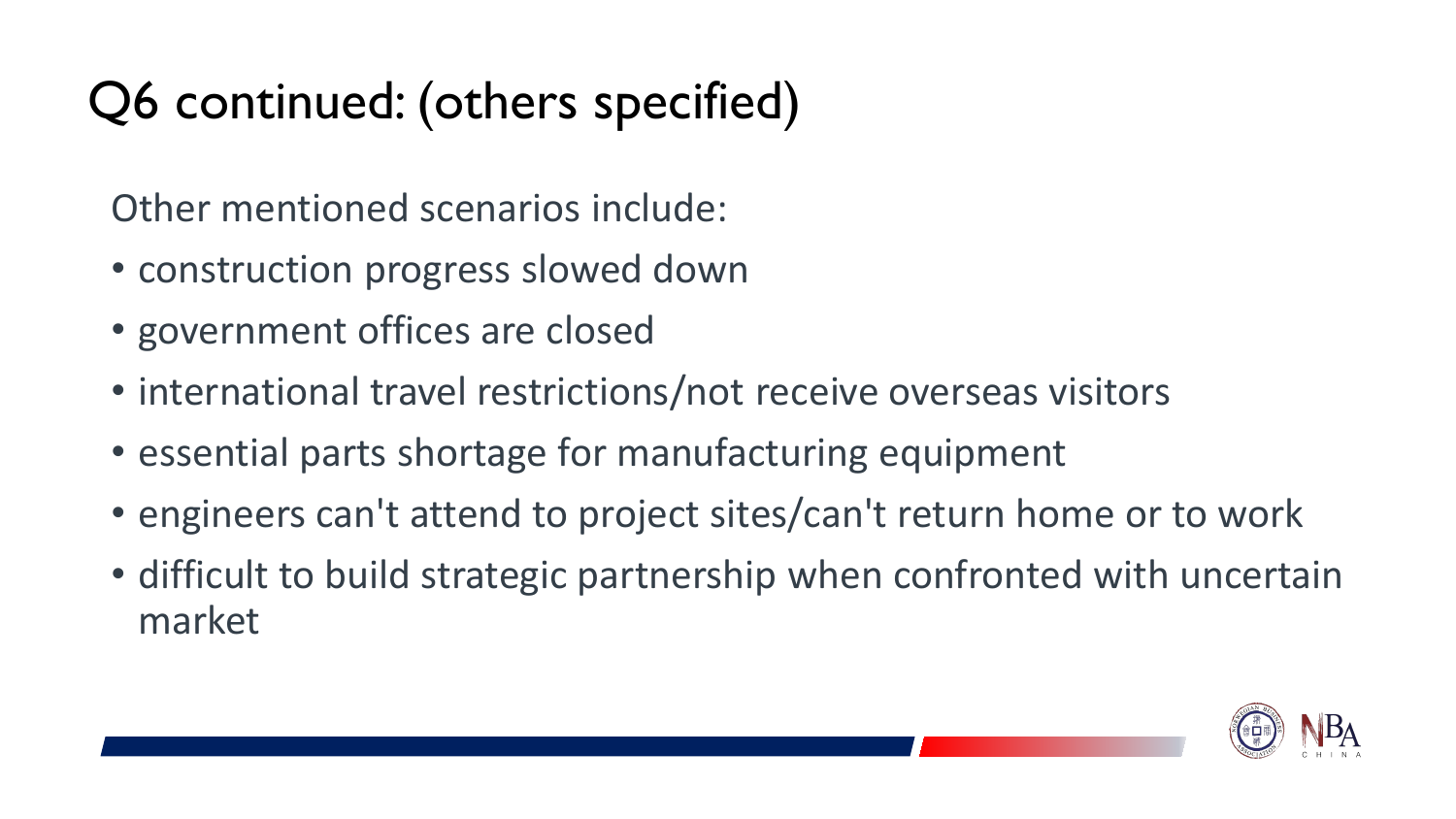# Q6 continued: (others specified)

Other mentioned scenarios include:

- construction progress slowed down
- government offices are closed
- international travel restrictions/not receive overseas visitors
- essential parts shortage for manufacturing equipment
- engineers can't attend to project sites/can't return home or to work
- difficult to build strategic partnership when confronted with uncertain market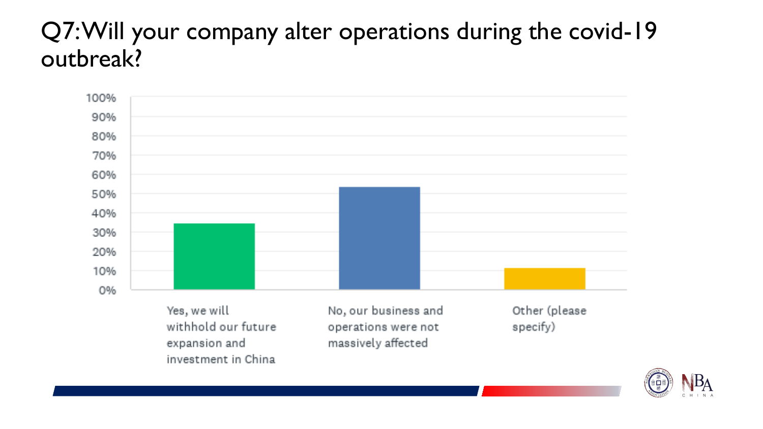# Q7: Will your company alter operations during the covid-19 outbreak?

100%
90%
80%
70%
60%
50%
40%
30%
20%
10%
0%

Yes, we will withhold our future expansion and investment in China

No, our business and operations were not massively affected

Other (please specify)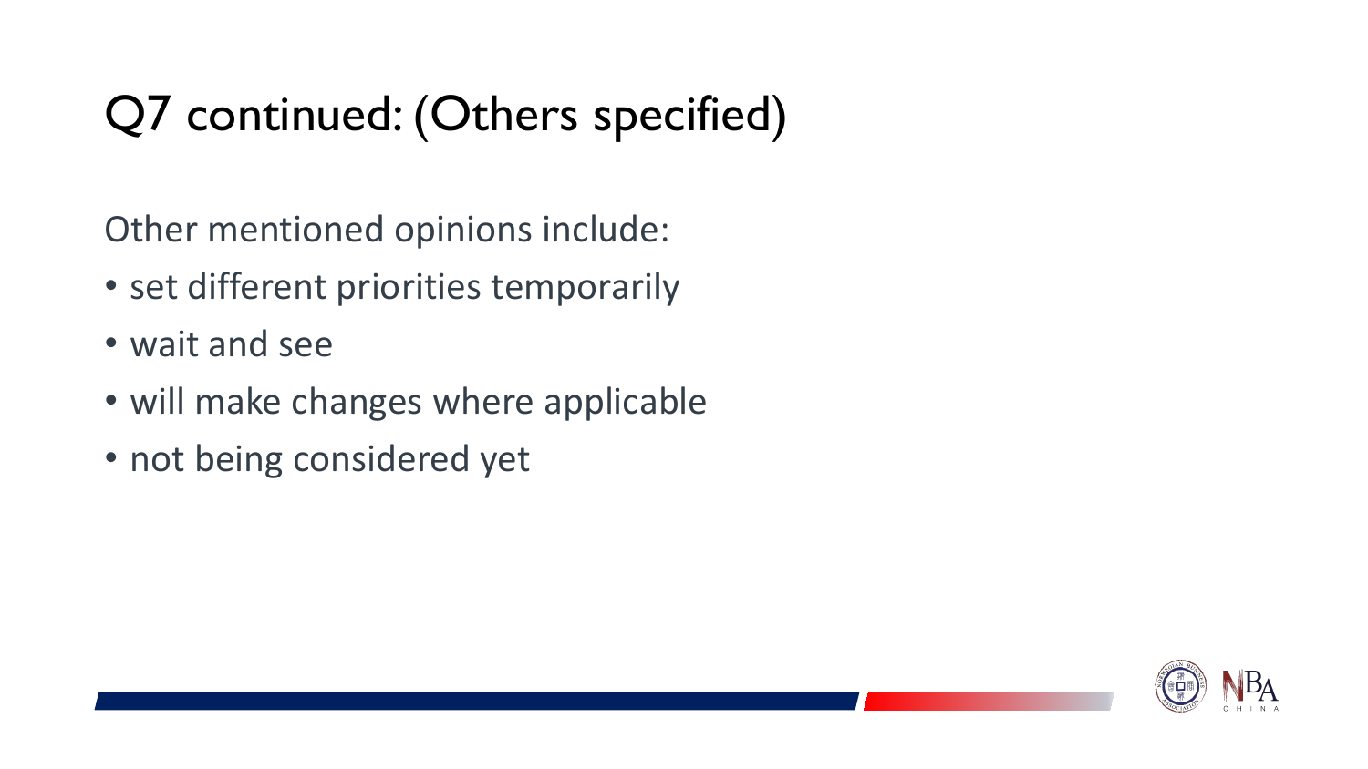# Q7 continued: (Others specified)

Other mentioned opinions include:

- set different priorities temporarily
- wait and see
- will make changes where applicable
- not being considered yet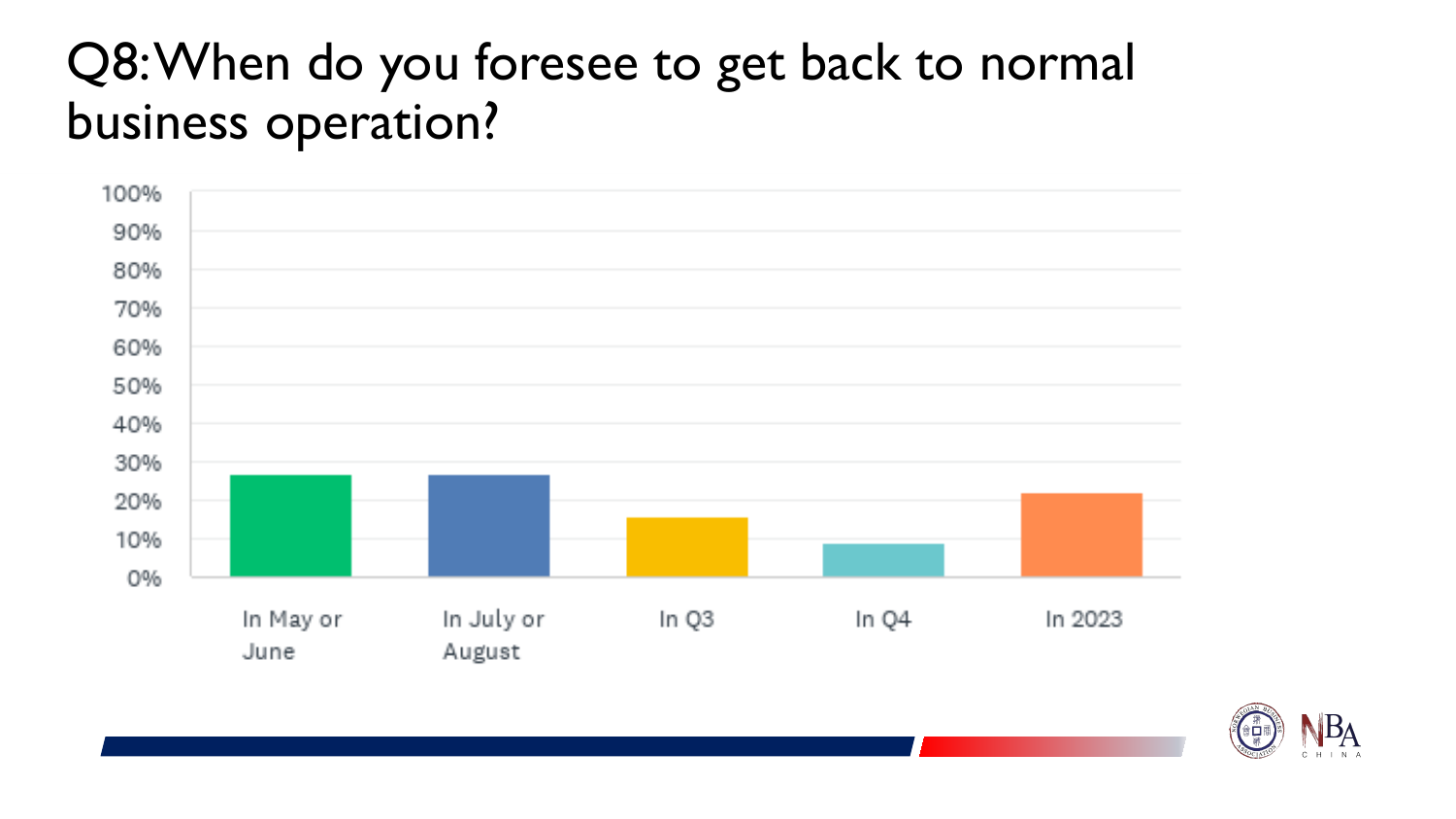# Q8: When do you foresee to get back to normal business operation?

| Response | Approximate share |
| --- | --- |
| In May or June | ~26% |
| In July or August | ~26% |
| In Q3 | ~15% |
| In Q4 | ~9% |
| In 2023 | ~22% |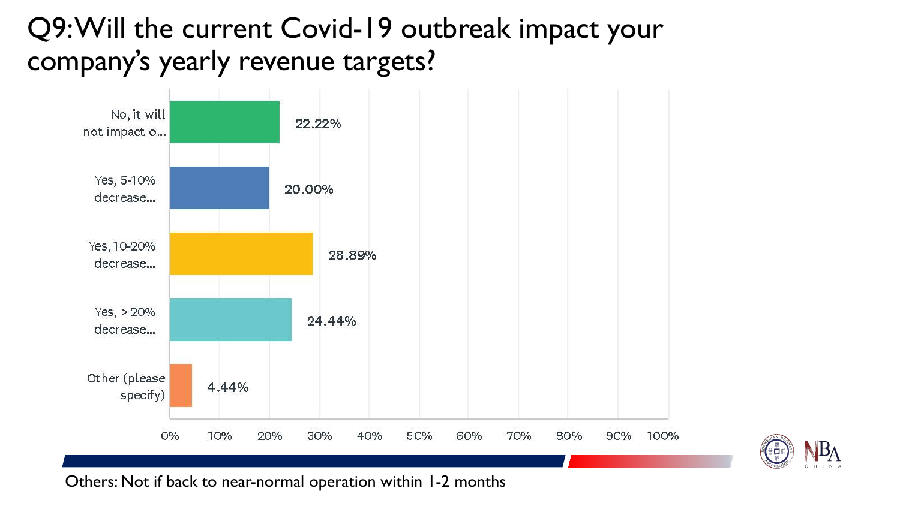# Q9: Will the current Covid-19 outbreak impact your company's yearly revenue targets?

| Response | Percentage |
| --- | --- |
| No, it will not impact o... | 22.22% |
| Yes, 5-10% decrease... | 20.00% |
| Yes, 10-20% decrease... | 28.89% |
| Yes, >20% decrease... | 24.44% |
| Other (please specify) | 4.44% |

Others: Not if back to near-normal operation within 1-2 months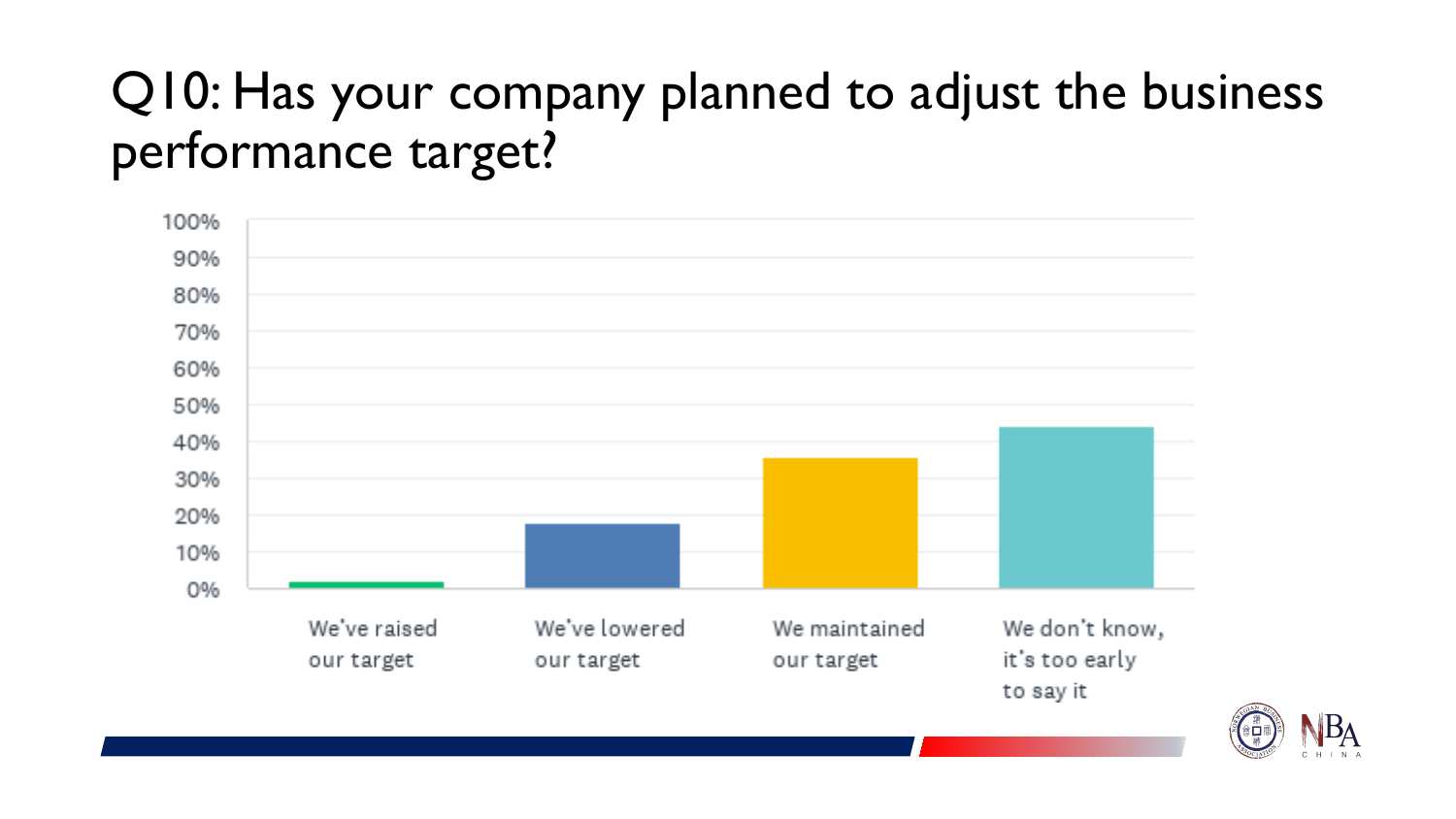# Q10: Has your company planned to adjust the business performance target?

100%
90%
80%
70%
60%
50%
40%
30%
20%
10%
0%

We've raised our target

We've lowered our target

We maintained our target

We don't know, it's too early to say it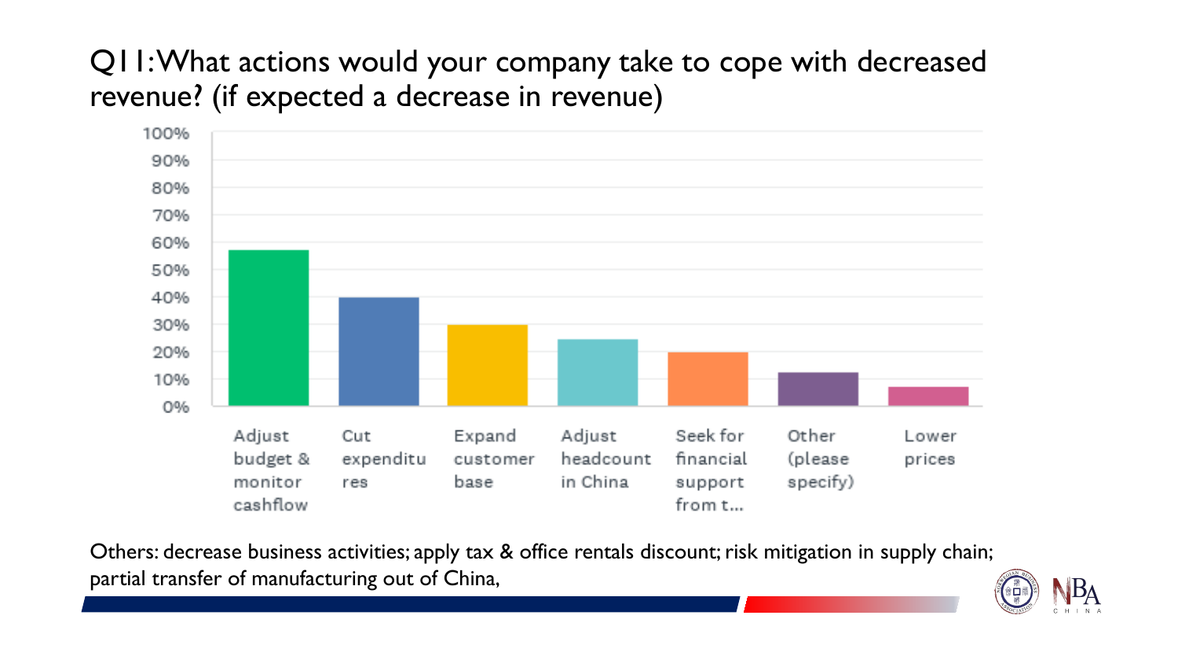# Q11: What actions would your company take to cope with decreased revenue? (if expected a decrease in revenue)

| Action | Percentage (approx.) |
| --- | --- |
| Adjust budget & monitor cashflow | ~57% |
| Cut expenditures | ~40% |
| Expand customer base | ~30% |
| Adjust headcount in China | ~25% |
| Seek for financial support from t... | ~20% |
| Other (please specify) | ~12% |
| Lower prices | ~7% |

Others: decrease business activities; apply tax & office rentals discount; risk mitigation in supply chain; partial transfer of manufacturing out of China,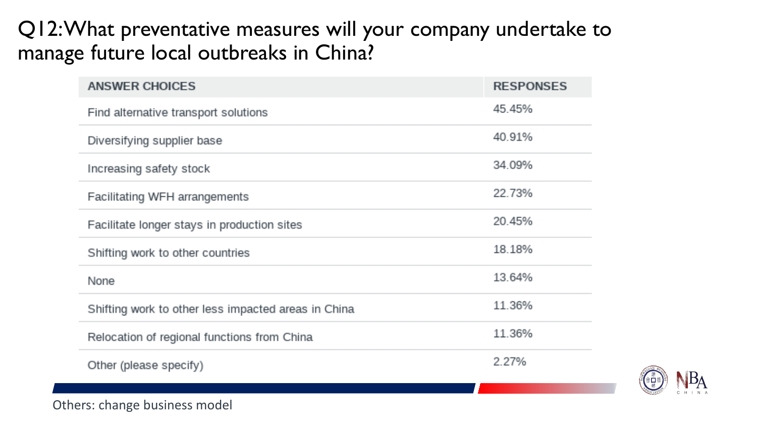# Q12: What preventative measures will your company undertake to manage future local outbreaks in China?

| ANSWER CHOICES | RESPONSES |
| --- | --- |
| Find alternative transport solutions | 45.45% |
| Diversifying supplier base | 40.91% |
| Increasing safety stock | 34.09% |
| Facilitating WFH arrangements | 22.73% |
| Facilitate longer stays in production sites | 20.45% |
| Shifting work to other countries | 18.18% |
| None | 13.64% |
| Shifting work to other less impacted areas in China | 11.36% |
| Relocation of regional functions from China | 11.36% |
| Other (please specify) | 2.27% |

Others: change business model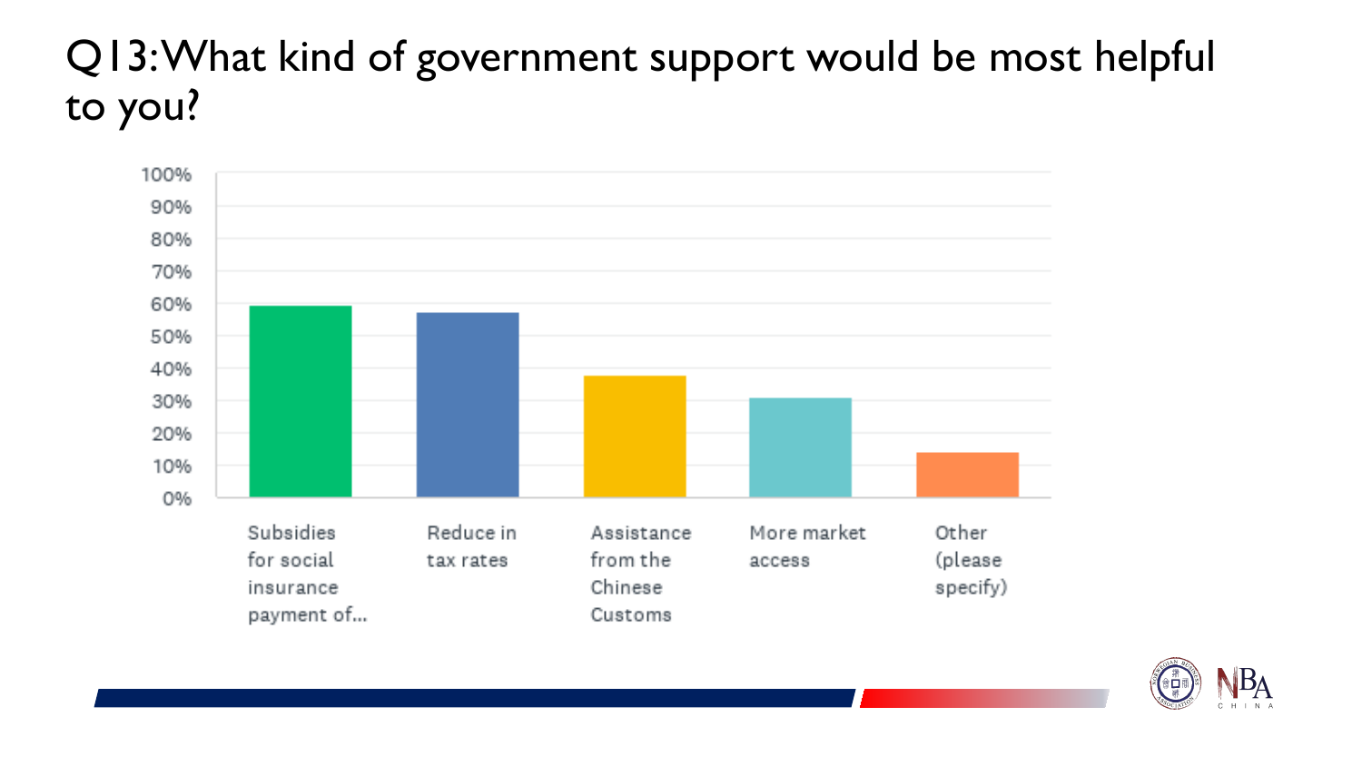# Q13: What kind of government support would be most helpful to you?

100%
90%
80%
70%
60%
50%
40%
30%
20%
10%
0%

Subsidies for social insurance payment of...

Reduce in tax rates

Assistance from the Chinese Customs

More market access

Other (please specify)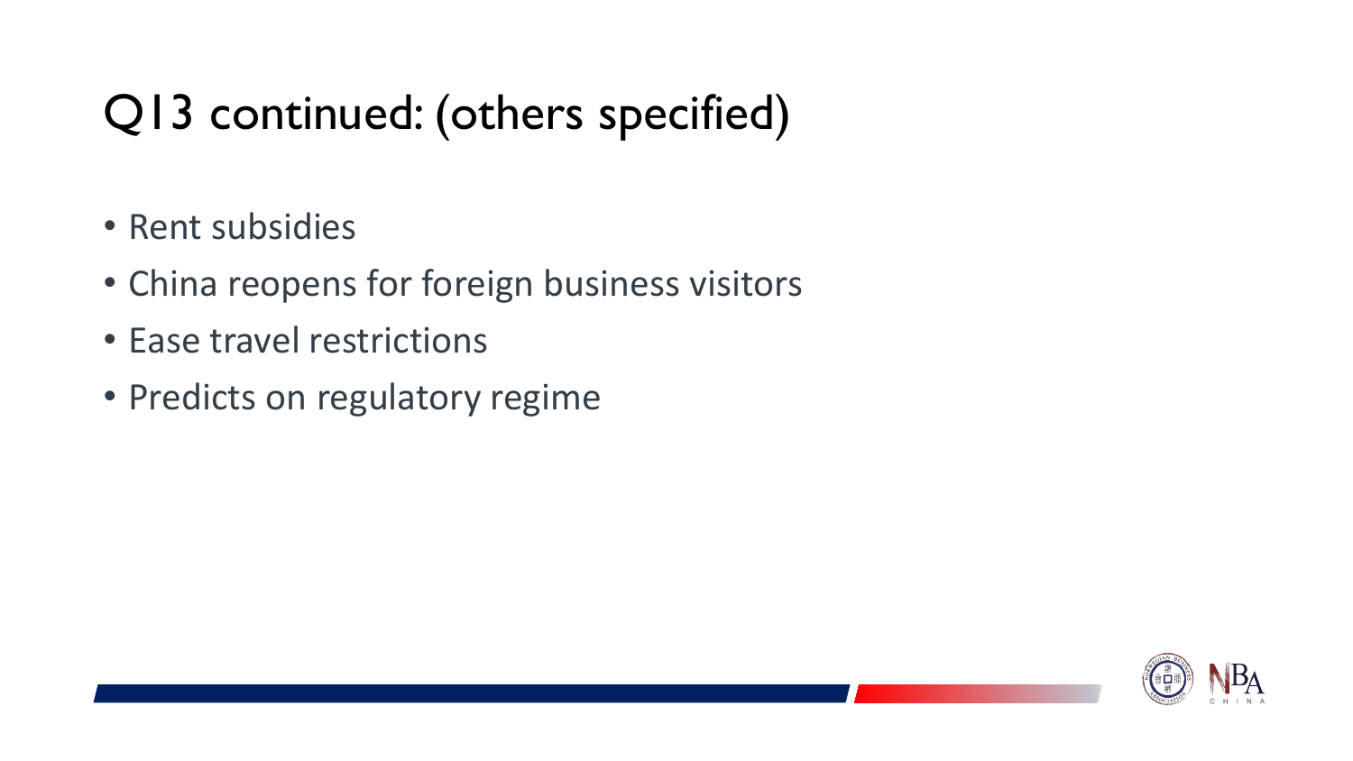# Q13 continued: (others specified)

- Rent subsidies
- China reopens for foreign business visitors
- Ease travel restrictions
- Predicts on regulatory regime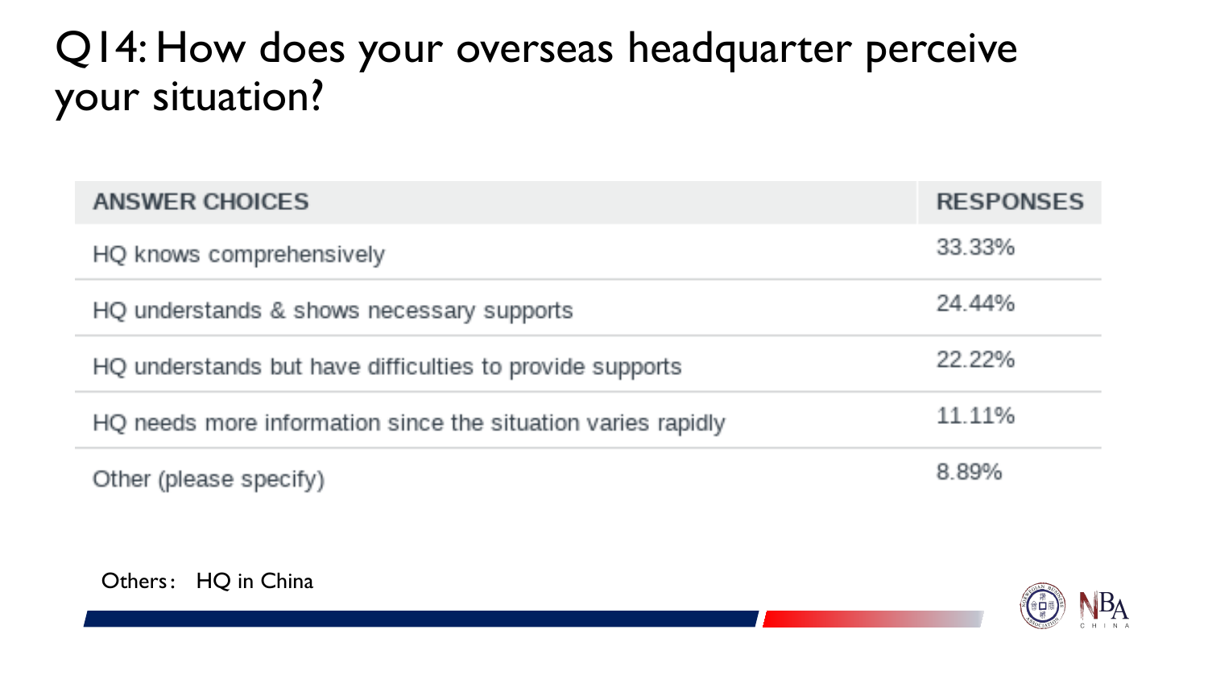# Q14: How does your overseas headquarter perceive your situation?

| ANSWER CHOICES | RESPONSES |
| --- | --- |
| HQ knows comprehensively | 33.33% |
| HQ understands & shows necessary supports | 24.44% |
| HQ understands but have difficulties to provide supports | 22.22% |
| HQ needs more information since the situation varies rapidly | 11.11% |
| Other (please specify) | 8.89% |

Others： HQ in China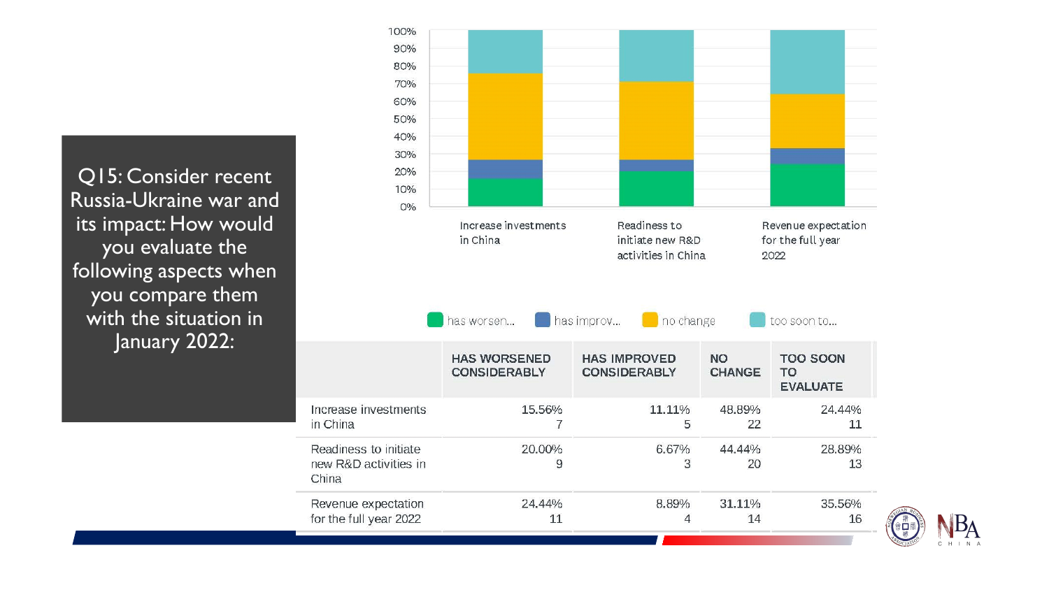# Q15: Consider recent Russia-Ukraine war and its impact: How would you evaluate the following aspects when you compare them with the situation in January 2022:

| | HAS WORSENED CONSIDERABLY | HAS IMPROVED CONSIDERABLY | NO CHANGE | TOO SOON TO EVALUATE |
|---|---|---|---|---|
| Increase investments in China | 15.56% 7 | 11.11% 5 | 48.89% 22 | 24.44% 11 |
| Readiness to initiate new R&D activities in China | 20.00% 9 | 6.67% 3 | 44.44% 20 | 28.89% 13 |
| Revenue expectation for the full year 2022 | 24.44% 11 | 8.89% 4 | 31.11% 14 | 35.56% 16 |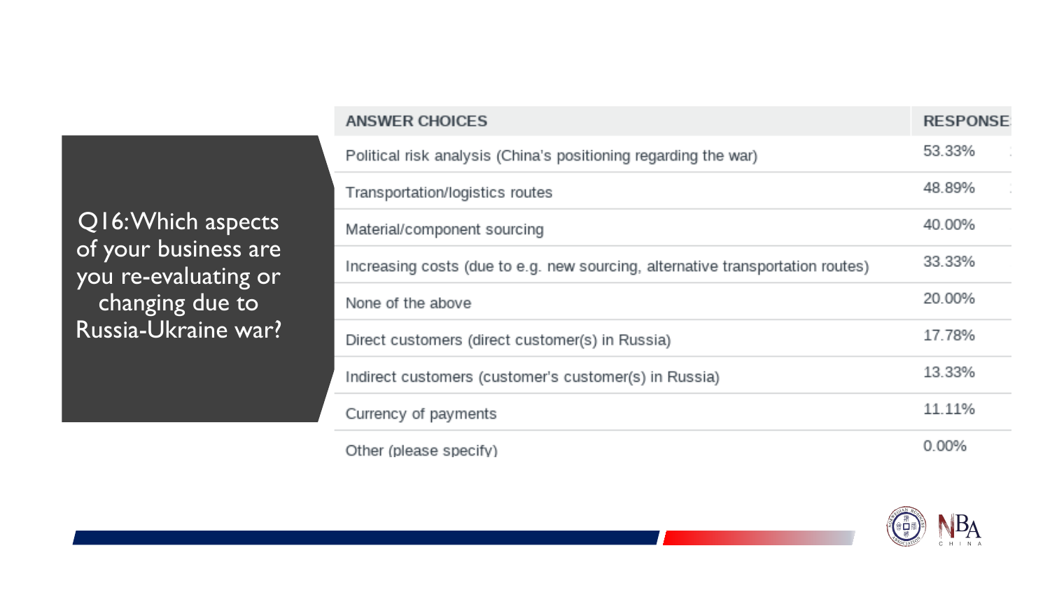Q16: Which aspects of your business are you re-evaluating or changing due to Russia-Ukraine war?

| ANSWER CHOICES | RESPONSE |
| --- | --- |
| Political risk analysis (China's positioning regarding the war) | 53.33% |
| Transportation/logistics routes | 48.89% |
| Material/component sourcing | 40.00% |
| Increasing costs (due to e.g. new sourcing, alternative transportation routes) | 33.33% |
| None of the above | 20.00% |
| Direct customers (direct customer(s) in Russia) | 17.78% |
| Indirect customers (customer's customer(s) in Russia) | 13.33% |
| Currency of payments | 11.11% |
| Other (please specify) | 0.00% |